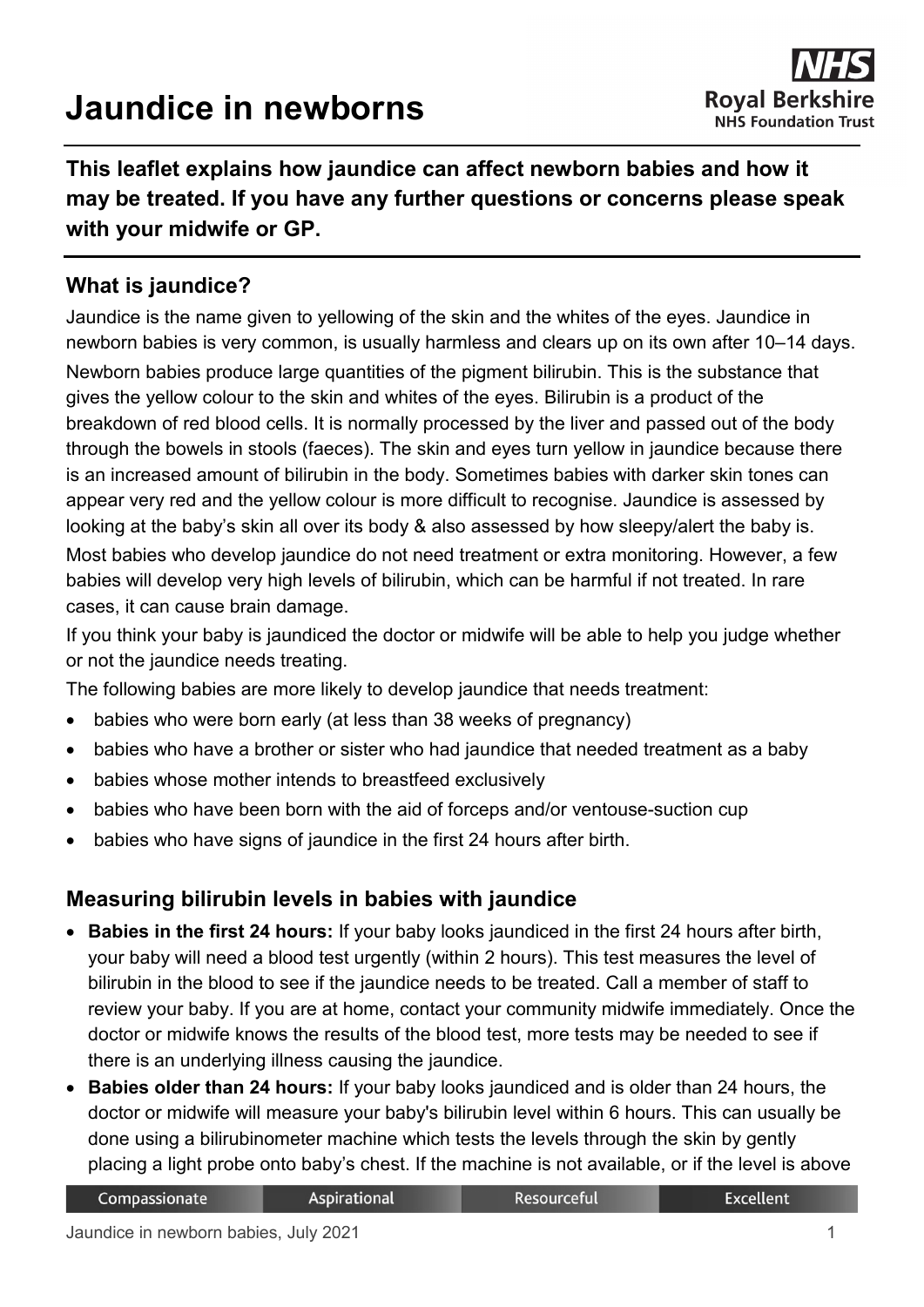# Jaundice in newborns

**This leaflet explains how jaundice can affect newborn babies and how it may be treated. If you have any further questions or concerns please speak with your midwife or GP.**

## What is jaundice?

Jaundice is the name given to yellowing of the skin and the whites of the eyes. Jaundice in newborn babies is very common, is usually harmless and clears up on its own after 10–14 days.

Newborn babies produce large quantities of the pigment bilirubin. This is the substance that gives the yellow colour to the skin and whites of the eyes. Bilirubin is a product of the breakdown of red blood cells. It is normally processed by the liver and passed out of the body through the bowels in stools (faeces). The skin and eyes turn yellow in jaundice because there is an increased amount of bilirubin in the body. Sometimes babies with darker skin tones can appear very red and the yellow colour is more difficult to recognise. Jaundice is assessed by looking at the baby's skin all over its body & also assessed by how sleepy/alert the baby is.

Most babies who develop jaundice do not need treatment or extra monitoring. However, a few babies will develop very high levels of bilirubin, which can be harmful if not treated. In rare cases, it can cause brain damage.

If you think your baby is jaundiced the doctor or midwife will be able to help you judge whether or not the jaundice needs treating.

The following babies are more likely to develop jaundice that needs treatment:

- babies who were born early (at less than 38 weeks of pregnancy)
- babies who have a brother or sister who had jaundice that needed treatment as a baby
- babies whose mother intends to breastfeed exclusively
- babies who have been born with the aid of forceps and/or ventouse-suction cup
- babies who have signs of jaundice in the first 24 hours after birth.

## Measuring bilirubin levels in babies with jaundice

- **Babies in the first 24 hours:** If your baby looks jaundiced in the first 24 hours after birth, your baby will need a blood test urgently (within 2 hours). This test measures the level of bilirubin in the blood to see if the jaundice needs to be treated. Call a member of staff to review your baby. If you are at home, contact your community midwife immediately. Once the doctor or midwife knows the results of the blood test, more tests may be needed to see if there is an underlying illness causing the jaundice.
- **Babies older than 24 hours:** If your baby looks jaundiced and is older than 24 hours, the doctor or midwife will measure your baby's bilirubin level within 6 hours. This can usually be done using a bilirubinometer machine which tests the levels through the skin by gently placing a light probe onto baby's chest. If the machine is not available, or if the level is above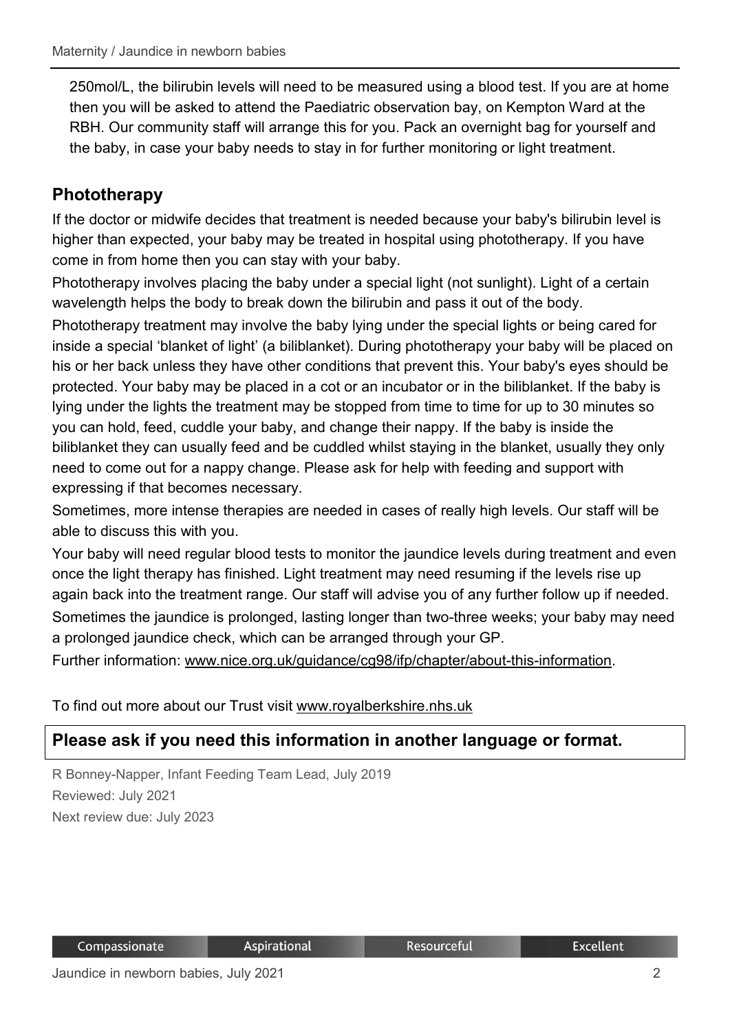250mol/L, the bilirubin levels will need to be measured using a blood test. If you are at home then you will be asked to attend the Paediatric observation bay, on Kempton Ward at the RBH. Our community staff will arrange this for you. Pack an overnight bag for yourself and the baby, in case your baby needs to stay in for further monitoring or light treatment.

## Phototherapy

If the doctor or midwife decides that treatment is needed because your baby's bilirubin level is higher than expected, your baby may be treated in hospital using phototherapy. If you have come in from home then you can stay with your baby.

Phototherapy involves placing the baby under a special light (not sunlight). Light of a certain wavelength helps the body to break down the bilirubin and pass it out of the body.

Phototherapy treatment may involve the baby lying under the special lights or being cared for inside a special 'blanket of light' (a biliblanket). During phototherapy your baby will be placed on his or her back unless they have other conditions that prevent this. Your baby's eyes should be protected. Your baby may be placed in a cot or an incubator or in the biliblanket. If the baby is lying under the lights the treatment may be stopped from time to time for up to 30 minutes so you can hold, feed, cuddle your baby, and change their nappy. If the baby is inside the biliblanket they can usually feed and be cuddled whilst staying in the blanket, usually they only need to come out for a nappy change. Please ask for help with feeding and support with expressing if that becomes necessary.

Sometimes, more intense therapies are needed in cases of really high levels. Our staff will be able to discuss this with you.

Your baby will need regular blood tests to monitor the jaundice levels during treatment and even once the light therapy has finished. Light treatment may need resuming if the levels rise up again back into the treatment range. Our staff will advise you of any further follow up if needed.

Sometimes the jaundice is prolonged, lasting longer than two-three weeks; your baby may need a prolonged jaundice check, which can be arranged through your GP.

Further information: www.nice.org.uk/guidance/cg98/ifp/chapter/about-this-information.

To find out more about our Trust visit www.royalberkshire.nhs.uk

**Please ask if you need this information in another language or format.**

R Bonney-Napper, Infant Feeding Team Lead, July 2019

Reviewed: July 2021

Next review due: July 2023